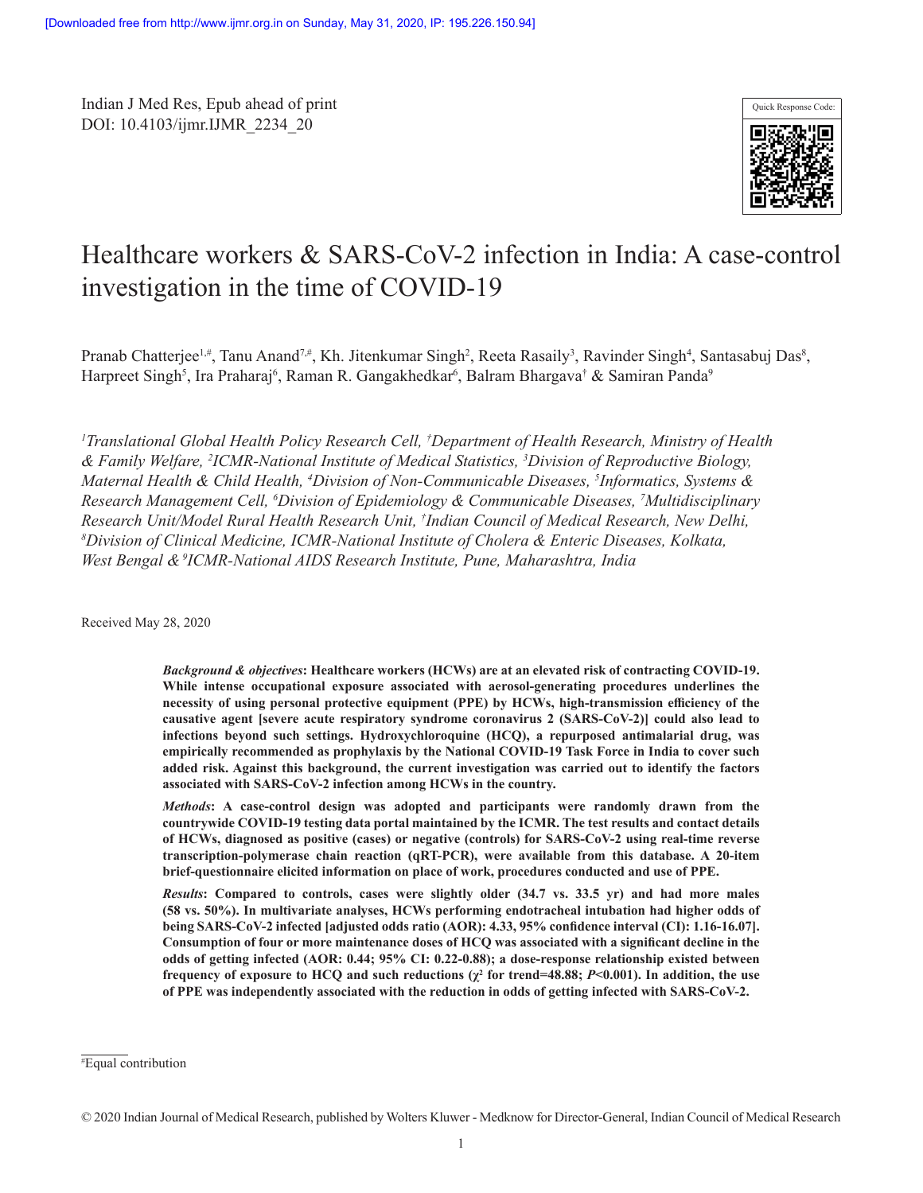Indian J Med Res, Epub ahead of print
DOI: 10.4103/ijmr.IJMR_2234_20

# Healthcare workers & SARS-CoV-2 infection in India: A case-control investigation in the time of COVID-19

Pranab Chatterjee[1,#], Tanu Anand[7,#], Kh. Jitenkumar Singh[2], Reeta Rasaily[3], Ravinder Singh[4], Santasabuj Das[8], Harpreet Singh[5], Ira Praharaj[6], Raman R. Gangakhedkar[6], Balram Bhargava[†] & Samiran Panda[9]

*[1]Translational Global Health Policy Research Cell, [†]Department of Health Research, Ministry of Health & Family Welfare, [2]ICMR-National Institute of Medical Statistics, [3]Division of Reproductive Biology, Maternal Health & Child Health, [4]Division of Non-Communicable Diseases, [5]Informatics, Systems & Research Management Cell, [6]Division of Epidemiology & Communicable Diseases, [7]Multidisciplinary Research Unit/Model Rural Health Research Unit, [†]Indian Council of Medical Research, New Delhi, [8]Division of Clinical Medicine, ICMR-National Institute of Cholera & Enteric Diseases, Kolkata, West Bengal & [9]ICMR-National AIDS Research Institute, Pune, Maharashtra, India*

Received May 28, 2020

***Background & objectives*: Healthcare workers (HCWs) are at an elevated risk of contracting COVID-19. While intense occupational exposure associated with aerosol-generating procedures underlines the necessity of using personal protective equipment (PPE) by HCWs, high-transmission efficiency of the causative agent [severe acute respiratory syndrome coronavirus 2 (SARS-CoV-2)] could also lead to infections beyond such settings. Hydroxychloroquine (HCQ), a repurposed antimalarial drug, was empirically recommended as prophylaxis by the National COVID-19 Task Force in India to cover such added risk. Against this background, the current investigation was carried out to identify the factors associated with SARS-CoV-2 infection among HCWs in the country.**

***Methods*: A case-control design was adopted and participants were randomly drawn from the countrywide COVID-19 testing data portal maintained by the ICMR. The test results and contact details of HCWs, diagnosed as positive (cases) or negative (controls) for SARS-CoV-2 using real-time reverse transcription-polymerase chain reaction (qRT-PCR), were available from this database. A 20-item brief-questionnaire elicited information on place of work, procedures conducted and use of PPE.**

***Results*: Compared to controls, cases were slightly older (34.7 vs. 33.5 yr) and had more males (58 vs. 50%). In multivariate analyses, HCWs performing endotracheal intubation had higher odds of being SARS-CoV-2 infected [adjusted odds ratio (AOR): 4.33, 95% confidence interval (CI): 1.16-16.07]. Consumption of four or more maintenance doses of HCQ was associated with a significant decline in the odds of getting infected (AOR: 0.44; 95% CI: 0.22-0.88); a dose-response relationship existed between frequency of exposure to HCQ and such reductions ($\chi^2$ for trend=48.88; *P*<0.001). In addition, the use of PPE was independently associated with the reduction in odds of getting infected with SARS-CoV-2.**

[#]Equal contribution

© 2020 Indian Journal of Medical Research, published by Wolters Kluwer - Medknow for Director-General, Indian Council of Medical Research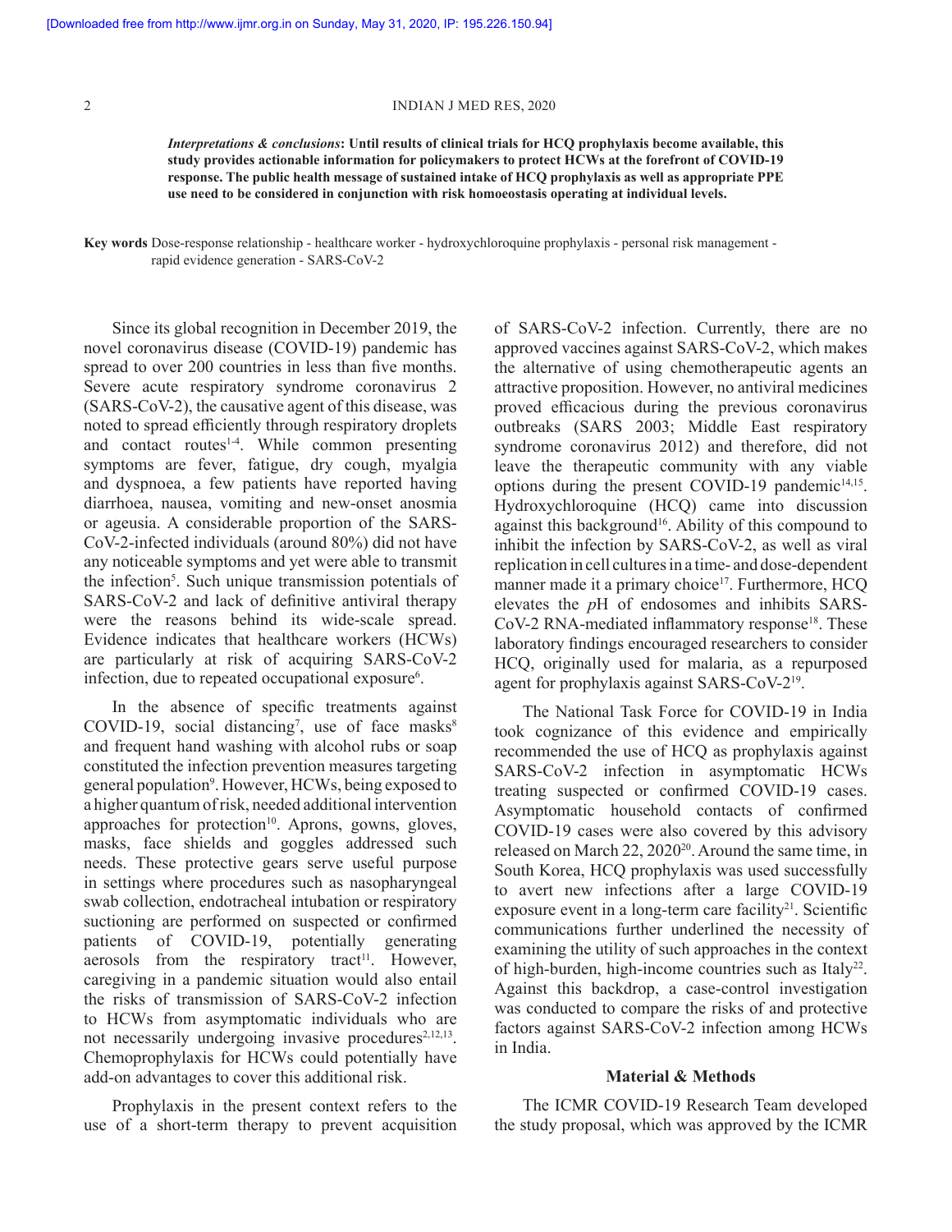***Interpretations & conclusions*: Until results of clinical trials for HCQ prophylaxis become available, this study provides actionable information for policymakers to protect HCWs at the forefront of COVID-19 response. The public health message of sustained intake of HCQ prophylaxis as well as appropriate PPE use need to be considered in conjunction with risk homoeostasis operating at individual levels.**

**Key words** Dose-response relationship - healthcare worker - hydroxychloroquine prophylaxis - personal risk management - rapid evidence generation - SARS-CoV-2

Since its global recognition in December 2019, the novel coronavirus disease (COVID-19) pandemic has spread to over 200 countries in less than five months. Severe acute respiratory syndrome coronavirus 2 (SARS-CoV-2), the causative agent of this disease, was noted to spread efficiently through respiratory droplets and contact routes[1-4]. While common presenting symptoms are fever, fatigue, dry cough, myalgia and dyspnoea, a few patients have reported having diarrhoea, nausea, vomiting and new-onset anosmia or ageusia. A considerable proportion of the SARS-CoV-2-infected individuals (around 80%) did not have any noticeable symptoms and yet were able to transmit the infection[5]. Such unique transmission potentials of SARS-CoV-2 and lack of definitive antiviral therapy were the reasons behind its wide-scale spread. Evidence indicates that healthcare workers (HCWs) are particularly at risk of acquiring SARS-CoV-2 infection, due to repeated occupational exposure[6].

In the absence of specific treatments against COVID-19, social distancing[7], use of face masks[8] and frequent hand washing with alcohol rubs or soap constituted the infection prevention measures targeting general population[9]. However, HCWs, being exposed to a higher quantum of risk, needed additional intervention approaches for protection[10]. Aprons, gowns, gloves, masks, face shields and goggles addressed such needs. These protective gears serve useful purpose in settings where procedures such as nasopharyngeal swab collection, endotracheal intubation or respiratory suctioning are performed on suspected or confirmed patients of COVID-19, potentially generating aerosols from the respiratory tract[11]. However, caregiving in a pandemic situation would also entail the risks of transmission of SARS-CoV-2 infection to HCWs from asymptomatic individuals who are not necessarily undergoing invasive procedures[2,12,13]. Chemoprophylaxis for HCWs could potentially have add-on advantages to cover this additional risk.

Prophylaxis in the present context refers to the use of a short-term therapy to prevent acquisition of SARS-CoV-2 infection. Currently, there are no approved vaccines against SARS-CoV-2, which makes the alternative of using chemotherapeutic agents an attractive proposition. However, no antiviral medicines proved efficacious during the previous coronavirus outbreaks (SARS 2003; Middle East respiratory syndrome coronavirus 2012) and therefore, did not leave the therapeutic community with any viable options during the present COVID-19 pandemic[14,15]. Hydroxychloroquine (HCQ) came into discussion against this background[16]. Ability of this compound to inhibit the infection by SARS-CoV-2, as well as viral replication in cell cultures in a time- and dose-dependent manner made it a primary choice[17]. Furthermore, HCQ elevates the *p*H of endosomes and inhibits SARS-CoV-2 RNA-mediated inflammatory response[18]. These laboratory findings encouraged researchers to consider HCQ, originally used for malaria, as a repurposed agent for prophylaxis against SARS-CoV-2[19].

The National Task Force for COVID-19 in India took cognizance of this evidence and empirically recommended the use of HCQ as prophylaxis against SARS-CoV-2 infection in asymptomatic HCWs treating suspected or confirmed COVID-19 cases. Asymptomatic household contacts of confirmed COVID-19 cases were also covered by this advisory released on March 22, 2020[20]. Around the same time, in South Korea, HCQ prophylaxis was used successfully to avert new infections after a large COVID-19 exposure event in a long-term care facility[21]. Scientific communications further underlined the necessity of examining the utility of such approaches in the context of high-burden, high-income countries such as Italy[22]. Against this backdrop, a case-control investigation was conducted to compare the risks of and protective factors against SARS-CoV-2 infection among HCWs in India.

## Material & Methods

The ICMR COVID-19 Research Team developed the study proposal, which was approved by the ICMR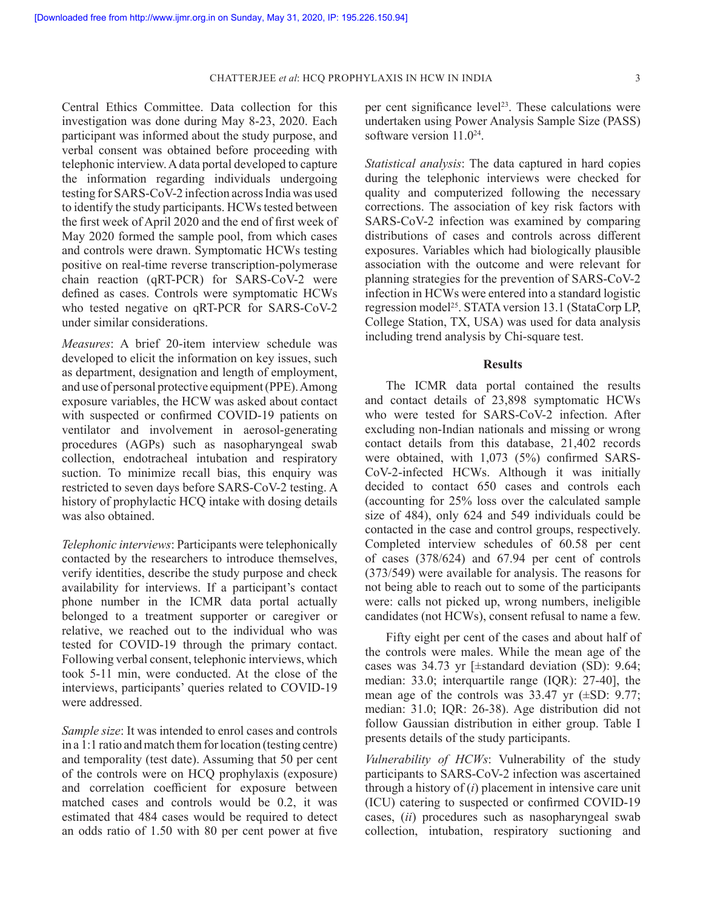Central Ethics Committee. Data collection for this investigation was done during May 8-23, 2020. Each participant was informed about the study purpose, and verbal consent was obtained before proceeding with telephonic interview. A data portal developed to capture the information regarding individuals undergoing testing for SARS-CoV-2 infection across India was used to identify the study participants. HCWs tested between the first week of April 2020 and the end of first week of May 2020 formed the sample pool, from which cases and controls were drawn. Symptomatic HCWs testing positive on real-time reverse transcription-polymerase chain reaction (qRT-PCR) for SARS-CoV-2 were defined as cases. Controls were symptomatic HCWs who tested negative on qRT-PCR for SARS-CoV-2 under similar considerations.

*Measures*: A brief 20-item interview schedule was developed to elicit the information on key issues, such as department, designation and length of employment, and use of personal protective equipment (PPE). Among exposure variables, the HCW was asked about contact with suspected or confirmed COVID-19 patients on ventilator and involvement in aerosol-generating procedures (AGPs) such as nasopharyngeal swab collection, endotracheal intubation and respiratory suction. To minimize recall bias, this enquiry was restricted to seven days before SARS-CoV-2 testing. A history of prophylactic HCQ intake with dosing details was also obtained.

*Telephonic interviews*: Participants were telephonically contacted by the researchers to introduce themselves, verify identities, describe the study purpose and check availability for interviews. If a participant's contact phone number in the ICMR data portal actually belonged to a treatment supporter or caregiver or relative, we reached out to the individual who was tested for COVID-19 through the primary contact. Following verbal consent, telephonic interviews, which took 5-11 min, were conducted. At the close of the interviews, participants' queries related to COVID-19 were addressed.

*Sample size*: It was intended to enrol cases and controls in a 1:1 ratio and match them for location (testing centre) and temporality (test date). Assuming that 50 per cent of the controls were on HCQ prophylaxis (exposure) and correlation coefficient for exposure between matched cases and controls would be 0.2, it was estimated that 484 cases would be required to detect an odds ratio of 1.50 with 80 per cent power at five per cent significance level[23]. These calculations were undertaken using Power Analysis Sample Size (PASS) software version 11.0[24].

*Statistical analysis*: The data captured in hard copies during the telephonic interviews were checked for quality and computerized following the necessary corrections. The association of key risk factors with SARS-CoV-2 infection was examined by comparing distributions of cases and controls across different exposures. Variables which had biologically plausible association with the outcome and were relevant for planning strategies for the prevention of SARS-CoV-2 infection in HCWs were entered into a standard logistic regression model[25]. STATA version 13.1 (StataCorp LP, College Station, TX, USA) was used for data analysis including trend analysis by Chi-square test.

## Results

The ICMR data portal contained the results and contact details of 23,898 symptomatic HCWs who were tested for SARS-CoV-2 infection. After excluding non-Indian nationals and missing or wrong contact details from this database, 21,402 records were obtained, with 1,073 (5%) confirmed SARS-CoV-2-infected HCWs. Although it was initially decided to contact 650 cases and controls each (accounting for 25% loss over the calculated sample size of 484), only 624 and 549 individuals could be contacted in the case and control groups, respectively. Completed interview schedules of 60.58 per cent of cases (378/624) and 67.94 per cent of controls (373/549) were available for analysis. The reasons for not being able to reach out to some of the participants were: calls not picked up, wrong numbers, ineligible candidates (not HCWs), consent refusal to name a few.

Fifty eight per cent of the cases and about half of the controls were males. While the mean age of the cases was 34.73 yr [±standard deviation (SD): 9.64; median: 33.0; interquartile range (IQR): 27-40], the mean age of the controls was 33.47 yr (±SD: 9.77; median: 31.0; IQR: 26-38). Age distribution did not follow Gaussian distribution in either group. Table I presents details of the study participants.

*Vulnerability of HCWs*: Vulnerability of the study participants to SARS-CoV-2 infection was ascertained through a history of (*i*) placement in intensive care unit (ICU) catering to suspected or confirmed COVID-19 cases, (*ii*) procedures such as nasopharyngeal swab collection, intubation, respiratory suctioning and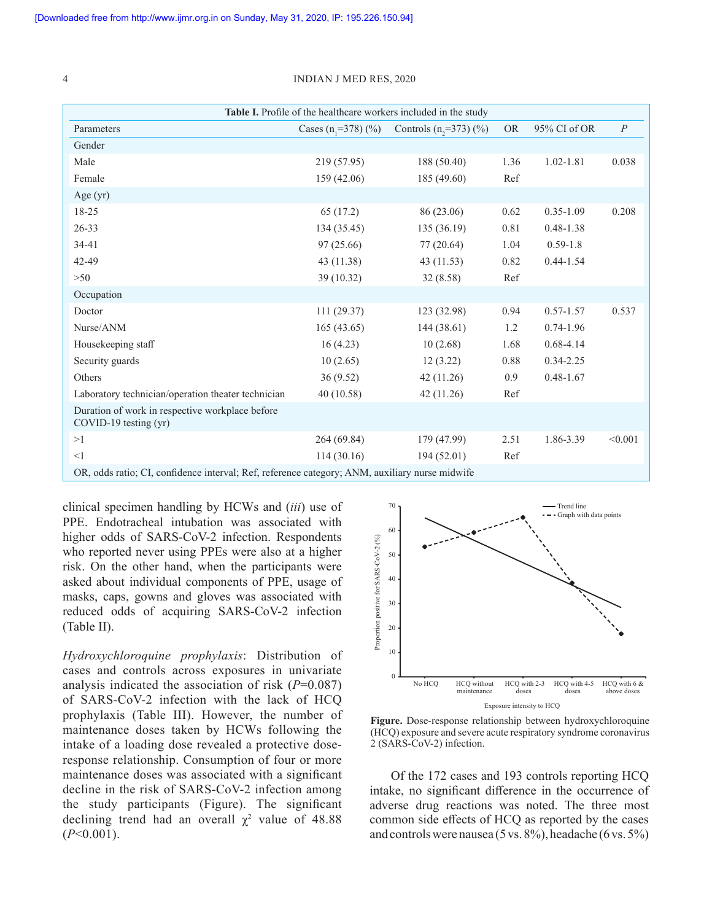**Table I.** Profile of the healthcare workers included in the study

| Parameters | Cases ($n_1$=378) (%) | Controls ($n_2$=373) (%) | OR | 95% CI of OR | *P* |
|---|---|---|---|---|---|
| Gender | | | | | |
| Male | 219 (57.95) | 188 (50.40) | 1.36 | 1.02-1.81 | 0.038 |
| Female | 159 (42.06) | 185 (49.60) | Ref | | |
| Age (yr) | | | | | |
| 18-25 | 65 (17.2) | 86 (23.06) | 0.62 | 0.35-1.09 | 0.208 |
| 26-33 | 134 (35.45) | 135 (36.19) | 0.81 | 0.48-1.38 | |
| 34-41 | 97 (25.66) | 77 (20.64) | 1.04 | 0.59-1.8 | |
| 42-49 | 43 (11.38) | 43 (11.53) | 0.82 | 0.44-1.54 | |
| >50 | 39 (10.32) | 32 (8.58) | Ref | | |
| Occupation | | | | | |
| Doctor | 111 (29.37) | 123 (32.98) | 0.94 | 0.57-1.57 | 0.537 |
| Nurse/ANM | 165 (43.65) | 144 (38.61) | 1.2 | 0.74-1.96 | |
| Housekeeping staff | 16 (4.23) | 10 (2.68) | 1.68 | 0.68-4.14 | |
| Security guards | 10 (2.65) | 12 (3.22) | 0.88 | 0.34-2.25 | |
| Others | 36 (9.52) | 42 (11.26) | 0.9 | 0.48-1.67 | |
| Laboratory technician/operation theater technician | 40 (10.58) | 42 (11.26) | Ref | | |
| Duration of work in respective workplace before COVID-19 testing (yr) | | | | | |
| >1 | 264 (69.84) | 179 (47.99) | 2.51 | 1.86-3.39 | <0.001 |
| <1 | 114 (30.16) | 194 (52.01) | Ref | | |

OR, odds ratio; CI, confidence interval; Ref, reference category; ANM, auxiliary nurse midwife

clinical specimen handling by HCWs and (*iii*) use of PPE. Endotracheal intubation was associated with higher odds of SARS-CoV-2 infection. Respondents who reported never using PPEs were also at a higher risk. On the other hand, when the participants were asked about individual components of PPE, usage of masks, caps, gowns and gloves was associated with reduced odds of acquiring SARS-CoV-2 infection (Table II).

*Hydroxychloroquine prophylaxis*: Distribution of cases and controls across exposures in univariate analysis indicated the association of risk ($P$=0.087) of SARS-CoV-2 infection with the lack of HCQ prophylaxis (Table III). However, the number of maintenance doses taken by HCWs following the intake of a loading dose revealed a protective dose-response relationship. Consumption of four or more maintenance doses was associated with a significant decline in the risk of SARS-CoV-2 infection among the study participants (Figure). The significant declining trend had an overall $\chi^2$ value of 48.88 ($P$<0.001).

**Figure.** Dose-response relationship between hydroxychloroquine (HCQ) exposure and severe acute respiratory syndrome coronavirus 2 (SARS-CoV-2) infection.

Of the 172 cases and 193 controls reporting HCQ intake, no significant difference in the occurrence of adverse drug reactions was noted. The three most common side effects of HCQ as reported by the cases and controls were nausea (5 vs. 8%), headache (6 vs. 5%)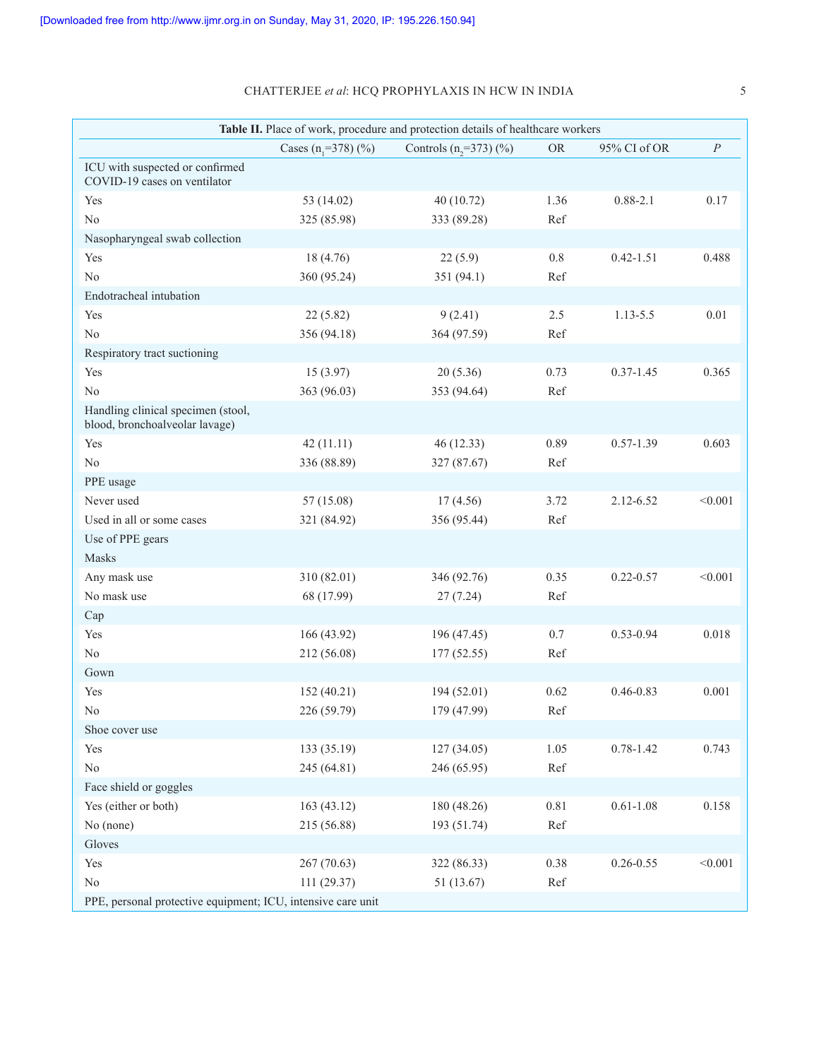**Table II.** Place of work, procedure and protection details of healthcare workers

| | Cases ($n_1$=378) (%) | Controls ($n_2$=373) (%) | OR | 95% CI of OR | *P* |
|---|---|---|---|---|---|
| ICU with suspected or confirmed COVID-19 cases on ventilator | | | | | |
| Yes | 53 (14.02) | 40 (10.72) | 1.36 | 0.88-2.1 | 0.17 |
| No | 325 (85.98) | 333 (89.28) | Ref | | |
| Nasopharyngeal swab collection | | | | | |
| Yes | 18 (4.76) | 22 (5.9) | 0.8 | 0.42-1.51 | 0.488 |
| No | 360 (95.24) | 351 (94.1) | Ref | | |
| Endotracheal intubation | | | | | |
| Yes | 22 (5.82) | 9 (2.41) | 2.5 | 1.13-5.5 | 0.01 |
| No | 356 (94.18) | 364 (97.59) | Ref | | |
| Respiratory tract suctioning | | | | | |
| Yes | 15 (3.97) | 20 (5.36) | 0.73 | 0.37-1.45 | 0.365 |
| No | 363 (96.03) | 353 (94.64) | Ref | | |
| Handling clinical specimen (stool, blood, bronchoalveolar lavage) | | | | | |
| Yes | 42 (11.11) | 46 (12.33) | 0.89 | 0.57-1.39 | 0.603 |
| No | 336 (88.89) | 327 (87.67) | Ref | | |
| PPE usage | | | | | |
| Never used | 57 (15.08) | 17 (4.56) | 3.72 | 2.12-6.52 | <0.001 |
| Used in all or some cases | 321 (84.92) | 356 (95.44) | Ref | | |
| Use of PPE gears | | | | | |
| Masks | | | | | |
| Any mask use | 310 (82.01) | 346 (92.76) | 0.35 | 0.22-0.57 | <0.001 |
| No mask use | 68 (17.99) | 27 (7.24) | Ref | | |
| Cap | | | | | |
| Yes | 166 (43.92) | 196 (47.45) | 0.7 | 0.53-0.94 | 0.018 |
| No | 212 (56.08) | 177 (52.55) | Ref | | |
| Gown | | | | | |
| Yes | 152 (40.21) | 194 (52.01) | 0.62 | 0.46-0.83 | 0.001 |
| No | 226 (59.79) | 179 (47.99) | Ref | | |
| Shoe cover use | | | | | |
| Yes | 133 (35.19) | 127 (34.05) | 1.05 | 0.78-1.42 | 0.743 |
| No | 245 (64.81) | 246 (65.95) | Ref | | |
| Face shield or goggles | | | | | |
| Yes (either or both) | 163 (43.12) | 180 (48.26) | 0.81 | 0.61-1.08 | 0.158 |
| No (none) | 215 (56.88) | 193 (51.74) | Ref | | |
| Gloves | | | | | |
| Yes | 267 (70.63) | 322 (86.33) | 0.38 | 0.26-0.55 | <0.001 |
| No | 111 (29.37) | 51 (13.67) | Ref | | |

PPE, personal protective equipment; ICU, intensive care unit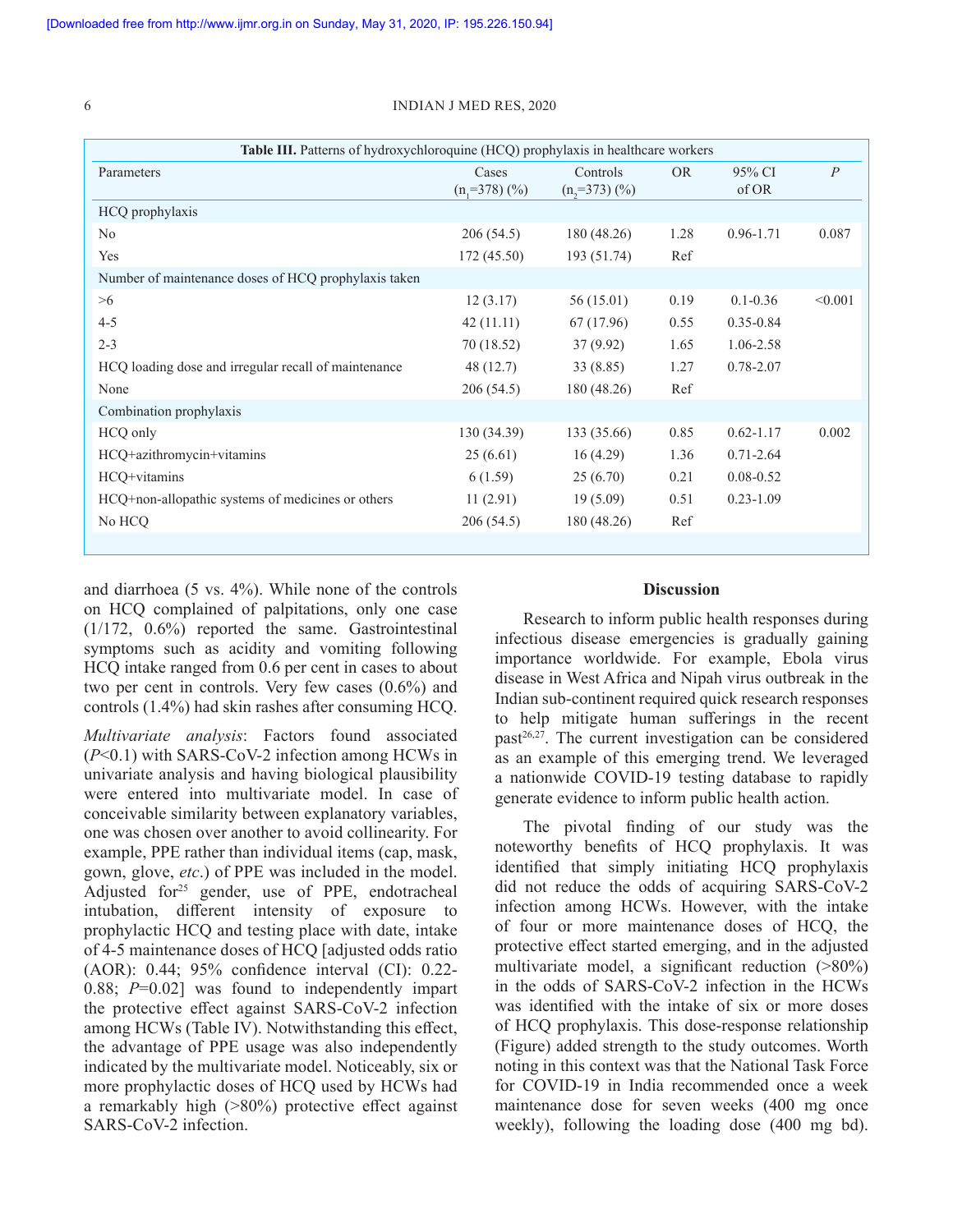**Table III.** Patterns of hydroxychloroquine (HCQ) prophylaxis in healthcare workers

| Parameters | Cases ($n_1$=378) (%) | Controls ($n_2$=373) (%) | OR | 95% CI of OR | *P* |
|---|---|---|---|---|---|
| HCQ prophylaxis | | | | | |
| No | 206 (54.5) | 180 (48.26) | 1.28 | 0.96-1.71 | 0.087 |
| Yes | 172 (45.50) | 193 (51.74) | Ref | | |
| Number of maintenance doses of HCQ prophylaxis taken | | | | | |
| >6 | 12 (3.17) | 56 (15.01) | 0.19 | 0.1-0.36 | <0.001 |
| 4-5 | 42 (11.11) | 67 (17.96) | 0.55 | 0.35-0.84 | |
| 2-3 | 70 (18.52) | 37 (9.92) | 1.65 | 1.06-2.58 | |
| HCQ loading dose and irregular recall of maintenance | 48 (12.7) | 33 (8.85) | 1.27 | 0.78-2.07 | |
| None | 206 (54.5) | 180 (48.26) | Ref | | |
| Combination prophylaxis | | | | | |
| HCQ only | 130 (34.39) | 133 (35.66) | 0.85 | 0.62-1.17 | 0.002 |
| HCQ+azithromycin+vitamins | 25 (6.61) | 16 (4.29) | 1.36 | 0.71-2.64 | |
| HCQ+vitamins | 6 (1.59) | 25 (6.70) | 0.21 | 0.08-0.52 | |
| HCQ+non-allopathic systems of medicines or others | 11 (2.91) | 19 (5.09) | 0.51 | 0.23-1.09 | |
| No HCQ | 206 (54.5) | 180 (48.26) | Ref | | |

and diarrhoea (5 vs. 4%). While none of the controls on HCQ complained of palpitations, only one case (1/172, 0.6%) reported the same. Gastrointestinal symptoms such as acidity and vomiting following HCQ intake ranged from 0.6 per cent in cases to about two per cent in controls. Very few cases (0.6%) and controls (1.4%) had skin rashes after consuming HCQ.

*Multivariate analysis*: Factors found associated (*P*<0.1) with SARS-CoV-2 infection among HCWs in univariate analysis and having biological plausibility were entered into multivariate model. In case of conceivable similarity between explanatory variables, one was chosen over another to avoid collinearity. For example, PPE rather than individual items (cap, mask, gown, glove, *etc.*) of PPE was included in the model. Adjusted for[25] gender, use of PPE, endotracheal intubation, different intensity of exposure to prophylactic HCQ and testing place with date, intake of 4-5 maintenance doses of HCQ [adjusted odds ratio (AOR): 0.44; 95% confidence interval (CI): 0.22-0.88; *P*=0.02] was found to independently impart the protective effect against SARS-CoV-2 infection among HCWs (Table IV). Notwithstanding this effect, the advantage of PPE usage was also independently indicated by the multivariate model. Noticeably, six or more prophylactic doses of HCQ used by HCWs had a remarkably high (>80%) protective effect against SARS-CoV-2 infection.

## Discussion

Research to inform public health responses during infectious disease emergencies is gradually gaining importance worldwide. For example, Ebola virus disease in West Africa and Nipah virus outbreak in the Indian sub-continent required quick research responses to help mitigate human sufferings in the recent past[26,27]. The current investigation can be considered as an example of this emerging trend. We leveraged a nationwide COVID-19 testing database to rapidly generate evidence to inform public health action.

The pivotal finding of our study was the noteworthy benefits of HCQ prophylaxis. It was identified that simply initiating HCQ prophylaxis did not reduce the odds of acquiring SARS-CoV-2 infection among HCWs. However, with the intake of four or more maintenance doses of HCQ, the protective effect started emerging, and in the adjusted multivariate model, a significant reduction (>80%) in the odds of SARS-CoV-2 infection in the HCWs was identified with the intake of six or more doses of HCQ prophylaxis. This dose-response relationship (Figure) added strength to the study outcomes. Worth noting in this context was that the National Task Force for COVID-19 in India recommended once a week maintenance dose for seven weeks (400 mg once weekly), following the loading dose (400 mg bd).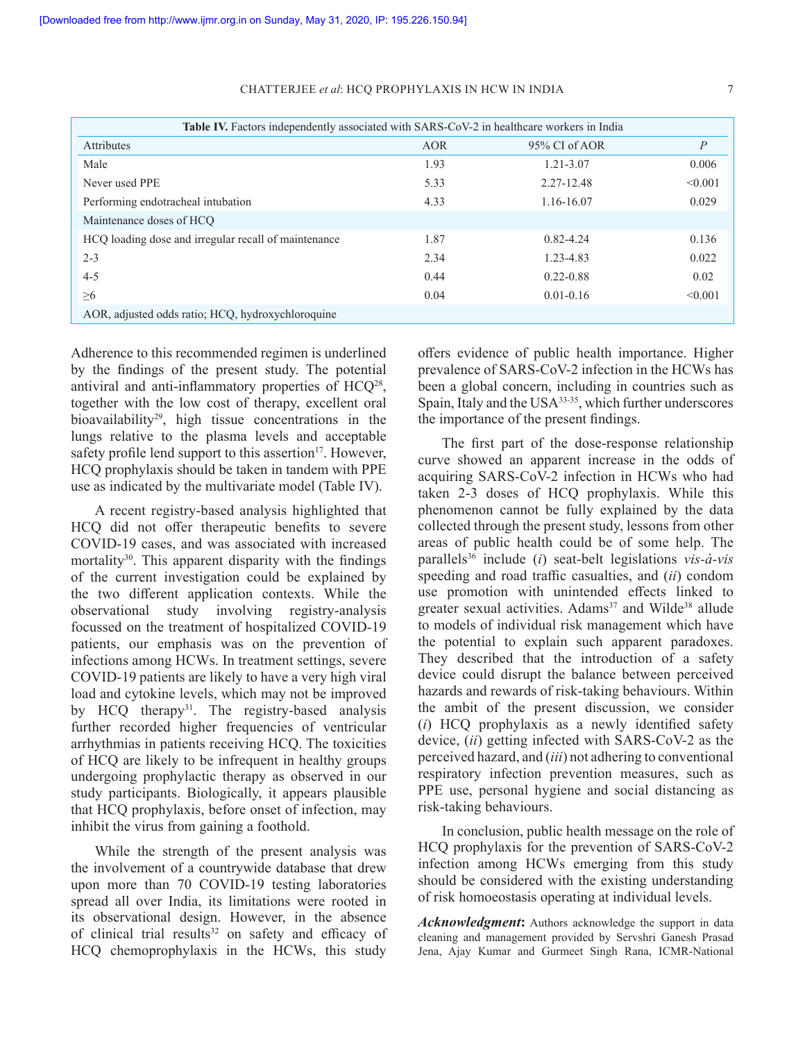**Table IV.** Factors independently associated with SARS-CoV-2 in healthcare workers in India

| Attributes | AOR | 95% CI of AOR | *P* |
|---|---|---|---|
| Male | 1.93 | 1.21-3.07 | 0.006 |
| Never used PPE | 5.33 | 2.27-12.48 | <0.001 |
| Performing endotracheal intubation | 4.33 | 1.16-16.07 | 0.029 |
| Maintenance doses of HCQ | | | |
| HCQ loading dose and irregular recall of maintenance | 1.87 | 0.82-4.24 | 0.136 |
| 2-3 | 2.34 | 1.23-4.83 | 0.022 |
| 4-5 | 0.44 | 0.22-0.88 | 0.02 |
| ≥6 | 0.04 | 0.01-0.16 | <0.001 |

AOR, adjusted odds ratio; HCQ, hydroxychloroquine

Adherence to this recommended regimen is underlined by the findings of the present study. The potential antiviral and anti-inflammatory properties of HCQ[28], together with the low cost of therapy, excellent oral bioavailability[29], high tissue concentrations in the lungs relative to the plasma levels and acceptable safety profile lend support to this assertion[17]. However, HCQ prophylaxis should be taken in tandem with PPE use as indicated by the multivariate model (Table IV).

A recent registry-based analysis highlighted that HCQ did not offer therapeutic benefits to severe COVID-19 cases, and was associated with increased mortality[30]. This apparent disparity with the findings of the current investigation could be explained by the two different application contexts. While the observational study involving registry-analysis focussed on the treatment of hospitalized COVID-19 patients, our emphasis was on the prevention of infections among HCWs. In treatment settings, severe COVID-19 patients are likely to have a very high viral load and cytokine levels, which may not be improved by HCQ therapy[31]. The registry-based analysis further recorded higher frequencies of ventricular arrhythmias in patients receiving HCQ. The toxicities of HCQ are likely to be infrequent in healthy groups undergoing prophylactic therapy as observed in our study participants. Biologically, it appears plausible that HCQ prophylaxis, before onset of infection, may inhibit the virus from gaining a foothold.

While the strength of the present analysis was the involvement of a countrywide database that drew upon more than 70 COVID-19 testing laboratories spread all over India, its limitations were rooted in its observational design. However, in the absence of clinical trial results[32] on safety and efficacy of HCQ chemoprophylaxis in the HCWs, this study offers evidence of public health importance. Higher prevalence of SARS-CoV-2 infection in the HCWs has been a global concern, including in countries such as Spain, Italy and the USA[33-35], which further underscores the importance of the present findings.

The first part of the dose-response relationship curve showed an apparent increase in the odds of acquiring SARS-CoV-2 infection in HCWs who had taken 2-3 doses of HCQ prophylaxis. While this phenomenon cannot be fully explained by the data collected through the present study, lessons from other areas of public health could be of some help. The parallels[36] include (*i*) seat-belt legislations *vis-à-vis* speeding and road traffic casualties, and (*ii*) condom use promotion with unintended effects linked to greater sexual activities. Adams[37] and Wilde[38] allude to models of individual risk management which have the potential to explain such apparent paradoxes. They described that the introduction of a safety device could disrupt the balance between perceived hazards and rewards of risk-taking behaviours. Within the ambit of the present discussion, we consider (*i*) HCQ prophylaxis as a newly identified safety device, (*ii*) getting infected with SARS-CoV-2 as the perceived hazard, and (*iii*) not adhering to conventional respiratory infection prevention measures, such as PPE use, personal hygiene and social distancing as risk-taking behaviours.

In conclusion, public health message on the role of HCQ prophylaxis for the prevention of SARS-CoV-2 infection among HCWs emerging from this study should be considered with the existing understanding of risk homoeostasis operating at individual levels.

***Acknowledgment*:** Authors acknowledge the support in data cleaning and management provided by Servshri Ganesh Prasad Jena, Ajay Kumar and Gurmeet Singh Rana, ICMR-National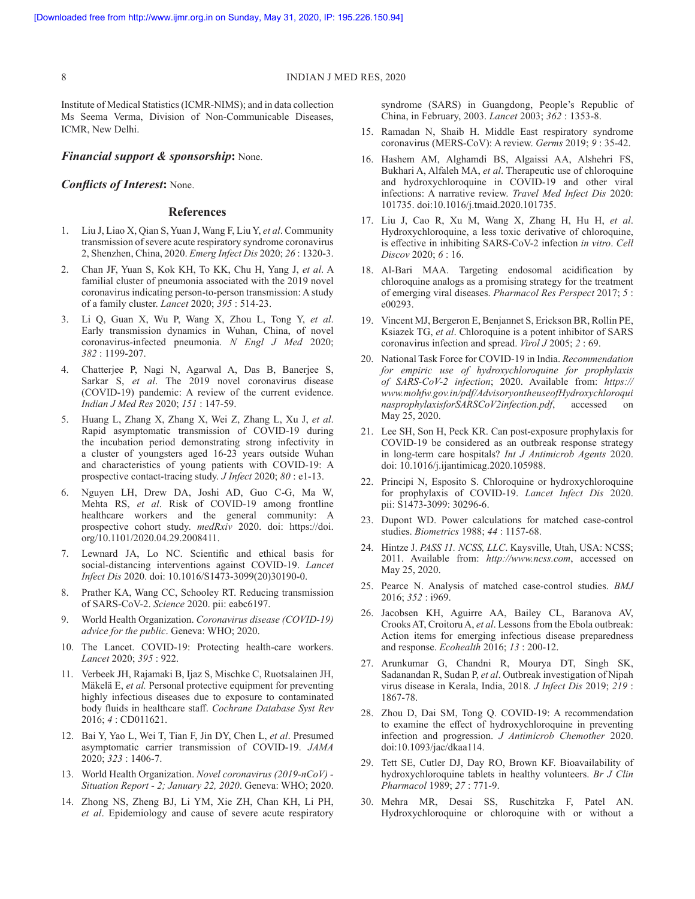Institute of Medical Statistics (ICMR-NIMS); and in data collection Ms Seema Verma, Division of Non-Communicable Diseases, ICMR, New Delhi.

***Financial support & sponsorship*:** None.

***Conflicts of Interest*:** None.

## References

1. Liu J, Liao X, Qian S, Yuan J, Wang F, Liu Y, *et al*. Community transmission of severe acute respiratory syndrome coronavirus 2, Shenzhen, China, 2020. *Emerg Infect Dis* 2020; *26* : 1320-3.
2. Chan JF, Yuan S, Kok KH, To KK, Chu H, Yang J, *et al*. A familial cluster of pneumonia associated with the 2019 novel coronavirus indicating person-to-person transmission: A study of a family cluster. *Lancet* 2020; *395* : 514-23.
3. Li Q, Guan X, Wu P, Wang X, Zhou L, Tong Y, *et al*. Early transmission dynamics in Wuhan, China, of novel coronavirus-infected pneumonia. *N Engl J Med* 2020; *382* : 1199-207.
4. Chatterjee P, Nagi N, Agarwal A, Das B, Banerjee S, Sarkar S, *et al*. The 2019 novel coronavirus disease (COVID-19) pandemic: A review of the current evidence. *Indian J Med Res* 2020; *151* : 147-59.
5. Huang L, Zhang X, Zhang X, Wei Z, Zhang L, Xu J, *et al*. Rapid asymptomatic transmission of COVID-19 during the incubation period demonstrating strong infectivity in a cluster of youngsters aged 16-23 years outside Wuhan and characteristics of young patients with COVID-19: A prospective contact-tracing study. *J Infect* 2020; *80* : e1-13.
6. Nguyen LH, Drew DA, Joshi AD, Guo C-G, Ma W, Mehta RS, *et al*. Risk of COVID-19 among frontline healthcare workers and the general community: A prospective cohort study. *medRxiv* 2020. doi: https://doi.org/10.1101/2020.04.29.2008411.
7. Lewnard JA, Lo NC. Scientific and ethical basis for social-distancing interventions against COVID-19. *Lancet Infect Dis* 2020. doi: 10.1016/S1473-3099(20)30190-0.
8. Prather KA, Wang CC, Schooley RT. Reducing transmission of SARS-CoV-2. *Science* 2020. pii: eabc6197.
9. World Health Organization. *Coronavirus disease (COVID-19) advice for the public*. Geneva: WHO; 2020.
10. The Lancet. COVID-19: Protecting health-care workers. *Lancet* 2020; *395* : 922.
11. Verbeek JH, Rajamaki B, Ijaz S, Mischke C, Ruotsalainen JH, Mäkelä E, *et al.* Personal protective equipment for preventing highly infectious diseases due to exposure to contaminated body fluids in healthcare staff. *Cochrane Database Syst Rev* 2016; *4* : CD011621.
12. Bai Y, Yao L, Wei T, Tian F, Jin DY, Chen L, *et al*. Presumed asymptomatic carrier transmission of COVID-19. *JAMA* 2020; *323* : 1406-7.
13. World Health Organization. *Novel coronavirus (2019-nCoV) - Situation Report - 2; January 22, 2020*. Geneva: WHO; 2020.
14. Zhong NS, Zheng BJ, Li YM, Xie ZH, Chan KH, Li PH, *et al*. Epidemiology and cause of severe acute respiratory syndrome (SARS) in Guangdong, People's Republic of China, in February, 2003. *Lancet* 2003; *362* : 1353-8.
15. Ramadan N, Shaib H. Middle East respiratory syndrome coronavirus (MERS-CoV): A review. *Germs* 2019; *9* : 35-42.
16. Hashem AM, Alghamdi BS, Algaissi AA, Alshehri FS, Bukhari A, Alfaleh MA, *et al*. Therapeutic use of chloroquine and hydroxychloroquine in COVID-19 and other viral infections: A narrative review. *Travel Med Infect Dis* 2020: 101735. doi:10.1016/j.tmaid.2020.101735.
17. Liu J, Cao R, Xu M, Wang X, Zhang H, Hu H, *et al*. Hydroxychloroquine, a less toxic derivative of chloroquine, is effective in inhibiting SARS-CoV-2 infection *in vitro*. *Cell Discov* 2020; *6* : 16.
18. Al-Bari MAA. Targeting endosomal acidification by chloroquine analogs as a promising strategy for the treatment of emerging viral diseases. *Pharmacol Res Perspect* 2017; *5* : e00293.
19. Vincent MJ, Bergeron E, Benjannet S, Erickson BR, Rollin PE, Ksiazek TG, *et al*. Chloroquine is a potent inhibitor of SARS coronavirus infection and spread. *Virol J* 2005; *2* : 69.
20. National Task Force for COVID-19 in India. *Recommendation for empiric use of hydroxychloroquine for prophylaxis of SARS-CoV-2 infection*; 2020. Available from: *https://www.mohfw.gov.in/pdf/AdvisoryontheuseofHydroxychloroquinasprophylaxisforSARSCoV2infection.pdf*, accessed on May 25, 2020.
21. Lee SH, Son H, Peck KR. Can post-exposure prophylaxis for COVID-19 be considered as an outbreak response strategy in long-term care hospitals? *Int J Antimicrob Agents* 2020. doi: 10.1016/j.ijantimicag.2020.105988.
22. Principi N, Esposito S. Chloroquine or hydroxychloroquine for prophylaxis of COVID-19. *Lancet Infect Dis* 2020. pii: S1473-3099: 30296-6.
23. Dupont WD. Power calculations for matched case-control studies. *Biometrics* 1988; *44* : 1157-68.
24. Hintze J. *PASS 11. NCSS, LLC*. Kaysville, Utah, USA: NCSS; 2011. Available from: *http://www.ncss.com*, accessed on May 25, 2020.
25. Pearce N. Analysis of matched case-control studies. *BMJ* 2016; *352* : i969.
26. Jacobsen KH, Aguirre AA, Bailey CL, Baranova AV, Crooks AT, Croitoru A, *et al*. Lessons from the Ebola outbreak: Action items for emerging infectious disease preparedness and response. *Ecohealth* 2016; *13* : 200-12.
27. Arunkumar G, Chandni R, Mourya DT, Singh SK, Sadanandan R, Sudan P, *et al*. Outbreak investigation of Nipah virus disease in Kerala, India, 2018. *J Infect Dis* 2019; *219* : 1867-78.
28. Zhou D, Dai SM, Tong Q. COVID-19: A recommendation to examine the effect of hydroxychloroquine in preventing infection and progression. *J Antimicrob Chemother* 2020. doi:10.1093/jac/dkaa114.
29. Tett SE, Cutler DJ, Day RO, Brown KF. Bioavailability of hydroxychloroquine tablets in healthy volunteers. *Br J Clin Pharmacol* 1989; *27* : 771-9.
30. Mehra MR, Desai SS, Ruschitzka F, Patel AN. Hydroxychloroquine or chloroquine with or without a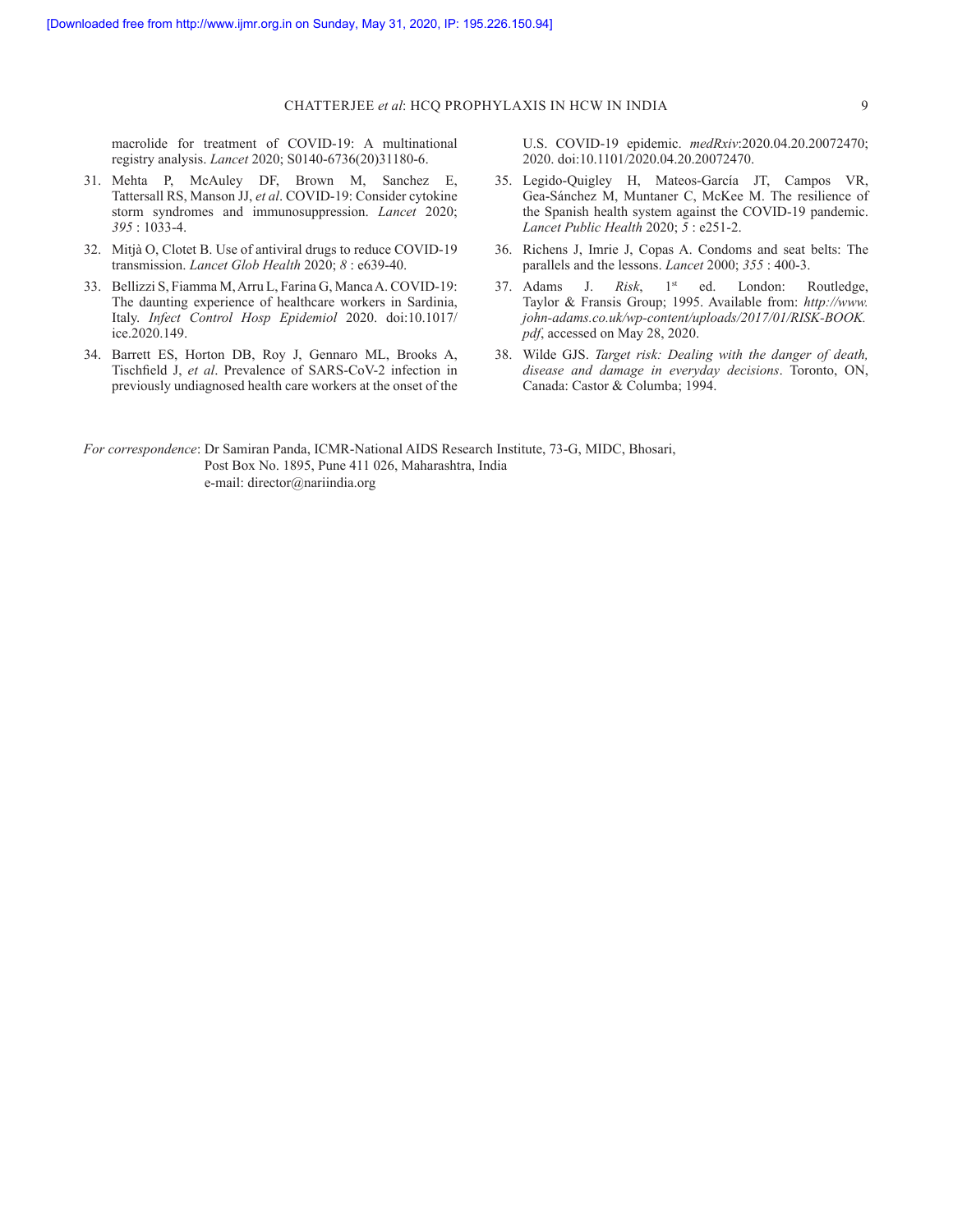macrolide for treatment of COVID-19: A multinational registry analysis. *Lancet* 2020; S0140-6736(20)31180-6.

31. Mehta P, McAuley DF, Brown M, Sanchez E, Tattersall RS, Manson JJ, *et al*. COVID-19: Consider cytokine storm syndromes and immunosuppression. *Lancet* 2020; *395* : 1033-4.
32. Mitjà O, Clotet B. Use of antiviral drugs to reduce COVID-19 transmission. *Lancet Glob Health* 2020; *8* : e639-40.
33. Bellizzi S, Fiamma M, Arru L, Farina G, Manca A. COVID-19: The daunting experience of healthcare workers in Sardinia, Italy. *Infect Control Hosp Epidemiol* 2020. doi:10.1017/ice.2020.149.
34. Barrett ES, Horton DB, Roy J, Gennaro ML, Brooks A, Tischfield J, *et al*. Prevalence of SARS-CoV-2 infection in previously undiagnosed health care workers at the onset of the U.S. COVID-19 epidemic. *medRxiv*:2020.04.20.20072470; 2020. doi:10.1101/2020.04.20.20072470.
35. Legido-Quigley H, Mateos-García JT, Campos VR, Gea-Sánchez M, Muntaner C, McKee M. The resilience of the Spanish health system against the COVID-19 pandemic. *Lancet Public Health* 2020; *5* : e251-2.
36. Richens J, Imrie J, Copas A. Condoms and seat belts: The parallels and the lessons. *Lancet* 2000; *355* : 400-3.
37. Adams J. *Risk*, 1st ed. London: Routledge, Taylor & Fransis Group; 1995. Available from: *http://www.john-adams.co.uk/wp-content/uploads/2017/01/RISK-BOOK.pdf*, accessed on May 28, 2020.
38. Wilde GJS. *Target risk: Dealing with the danger of death, disease and damage in everyday decisions*. Toronto, ON, Canada: Castor & Columba; 1994.

*For correspondence*: Dr Samiran Panda, ICMR-National AIDS Research Institute, 73-G, MIDC, Bhosari, Post Box No. 1895, Pune 411 026, Maharashtra, India
e-mail: director@nariindia.org